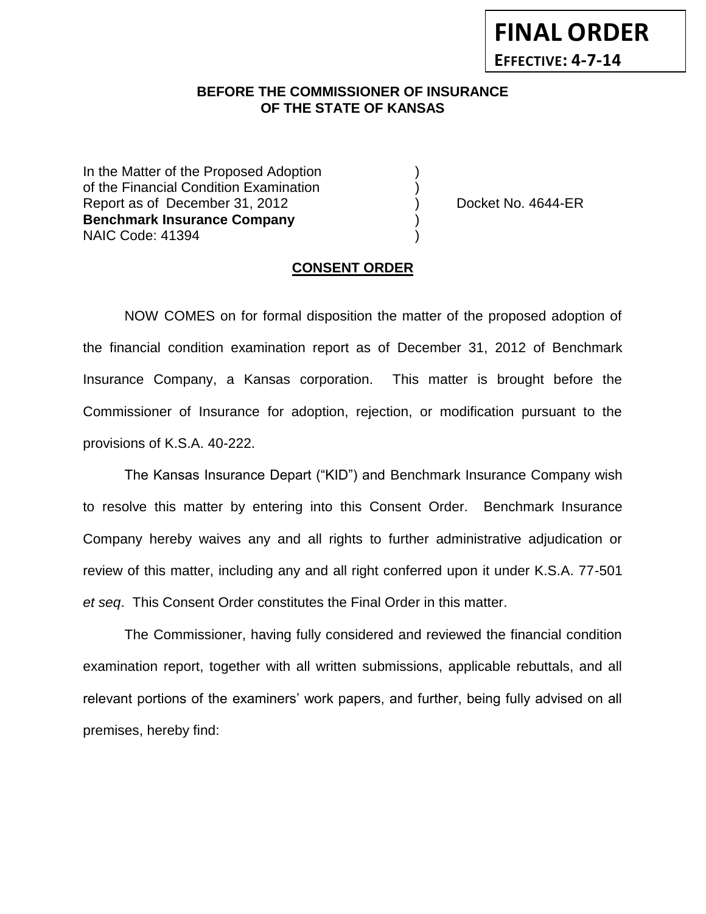**FINAL ORDER**
**EFFECTIVE: 4-7-14**

**BEFORE THE COMMISSIONER OF INSURANCE OF THE STATE OF KANSAS**

In the Matter of the Proposed Adoption )
of the Financial Condition Examination )
Report as of December 31, 2012 ) Docket No. 4644-ER
**Benchmark Insurance Company** )
NAIC Code: 41394 )

**CONSENT ORDER**

NOW COMES on for formal disposition the matter of the proposed adoption of the financial condition examination report as of December 31, 2012 of Benchmark Insurance Company, a Kansas corporation. This matter is brought before the Commissioner of Insurance for adoption, rejection, or modification pursuant to the provisions of K.S.A. 40-222.

The Kansas Insurance Depart ("KID") and Benchmark Insurance Company wish to resolve this matter by entering into this Consent Order. Benchmark Insurance Company hereby waives any and all rights to further administrative adjudication or review of this matter, including any and all right conferred upon it under K.S.A. 77-501 *et seq*. This Consent Order constitutes the Final Order in this matter.

The Commissioner, having fully considered and reviewed the financial condition examination report, together with all written submissions, applicable rebuttals, and all relevant portions of the examiners' work papers, and further, being fully advised on all premises, hereby find: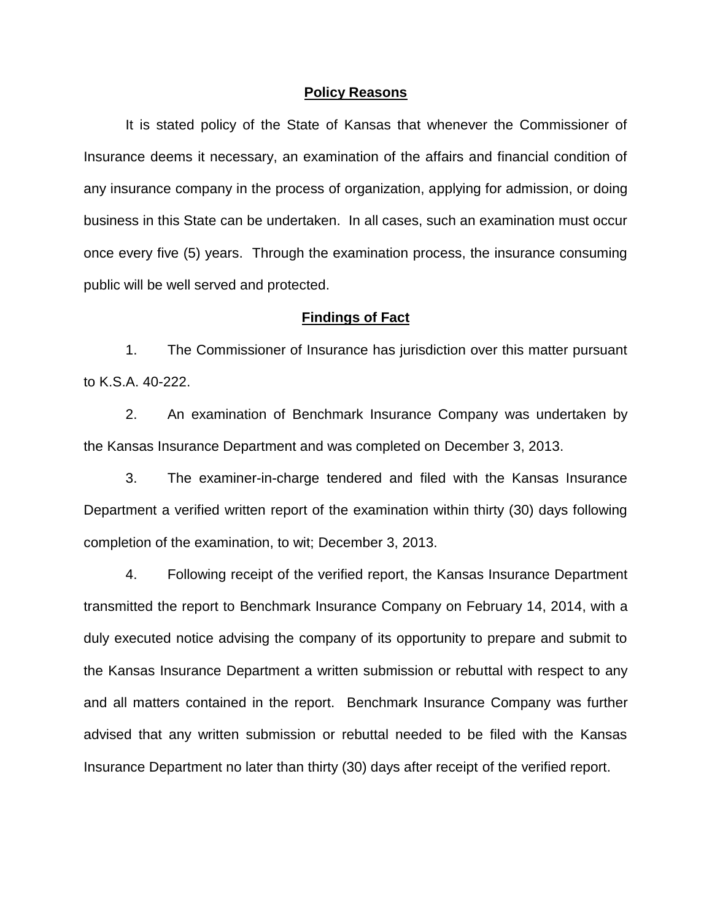## Policy Reasons

It is stated policy of the State of Kansas that whenever the Commissioner of Insurance deems it necessary, an examination of the affairs and financial condition of any insurance company in the process of organization, applying for admission, or doing business in this State can be undertaken. In all cases, such an examination must occur once every five (5) years. Through the examination process, the insurance consuming public will be well served and protected.

## Findings of Fact

1. The Commissioner of Insurance has jurisdiction over this matter pursuant to K.S.A. 40-222.

2. An examination of Benchmark Insurance Company was undertaken by the Kansas Insurance Department and was completed on December 3, 2013.

3. The examiner-in-charge tendered and filed with the Kansas Insurance Department a verified written report of the examination within thirty (30) days following completion of the examination, to wit; December 3, 2013.

4. Following receipt of the verified report, the Kansas Insurance Department transmitted the report to Benchmark Insurance Company on February 14, 2014, with a duly executed notice advising the company of its opportunity to prepare and submit to the Kansas Insurance Department a written submission or rebuttal with respect to any and all matters contained in the report. Benchmark Insurance Company was further advised that any written submission or rebuttal needed to be filed with the Kansas Insurance Department no later than thirty (30) days after receipt of the verified report.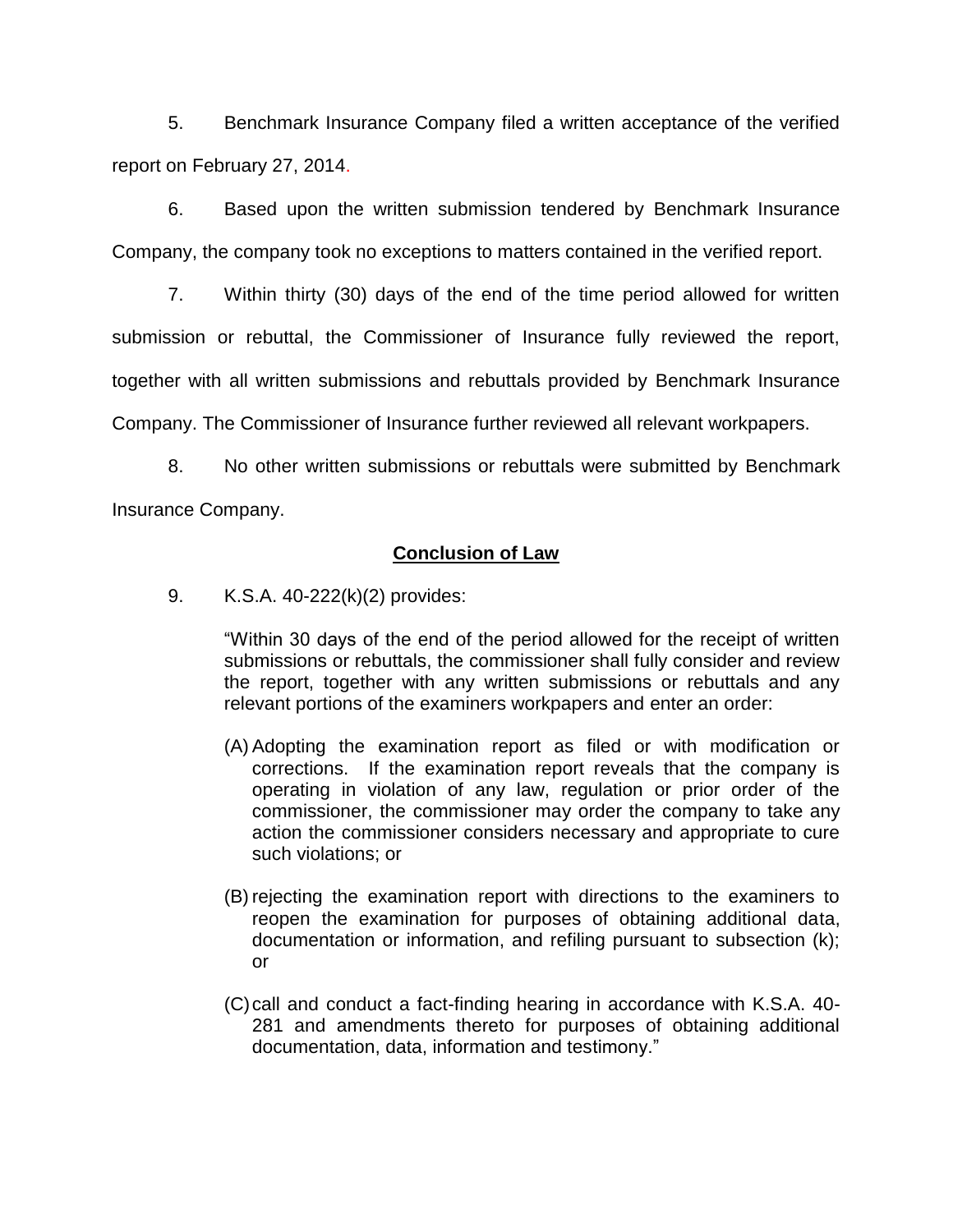5. Benchmark Insurance Company filed a written acceptance of the verified report on February 27, 2014.

6. Based upon the written submission tendered by Benchmark Insurance Company, the company took no exceptions to matters contained in the verified report.

7. Within thirty (30) days of the end of the time period allowed for written submission or rebuttal, the Commissioner of Insurance fully reviewed the report, together with all written submissions and rebuttals provided by Benchmark Insurance Company. The Commissioner of Insurance further reviewed all relevant workpapers.

8. No other written submissions or rebuttals were submitted by Benchmark Insurance Company.

**Conclusion of Law**

9. K.S.A. 40-222(k)(2) provides:

> "Within 30 days of the end of the period allowed for the receipt of written submissions or rebuttals, the commissioner shall fully consider and review the report, together with any written submissions or rebuttals and any relevant portions of the examiners workpapers and enter an order:
>
> (A) Adopting the examination report as filed or with modification or corrections. If the examination report reveals that the company is operating in violation of any law, regulation or prior order of the commissioner, the commissioner may order the company to take any action the commissioner considers necessary and appropriate to cure such violations; or
>
> (B) rejecting the examination report with directions to the examiners to reopen the examination for purposes of obtaining additional data, documentation or information, and refiling pursuant to subsection (k); or
>
> (C) call and conduct a fact-finding hearing in accordance with K.S.A. 40-281 and amendments thereto for purposes of obtaining additional documentation, data, information and testimony."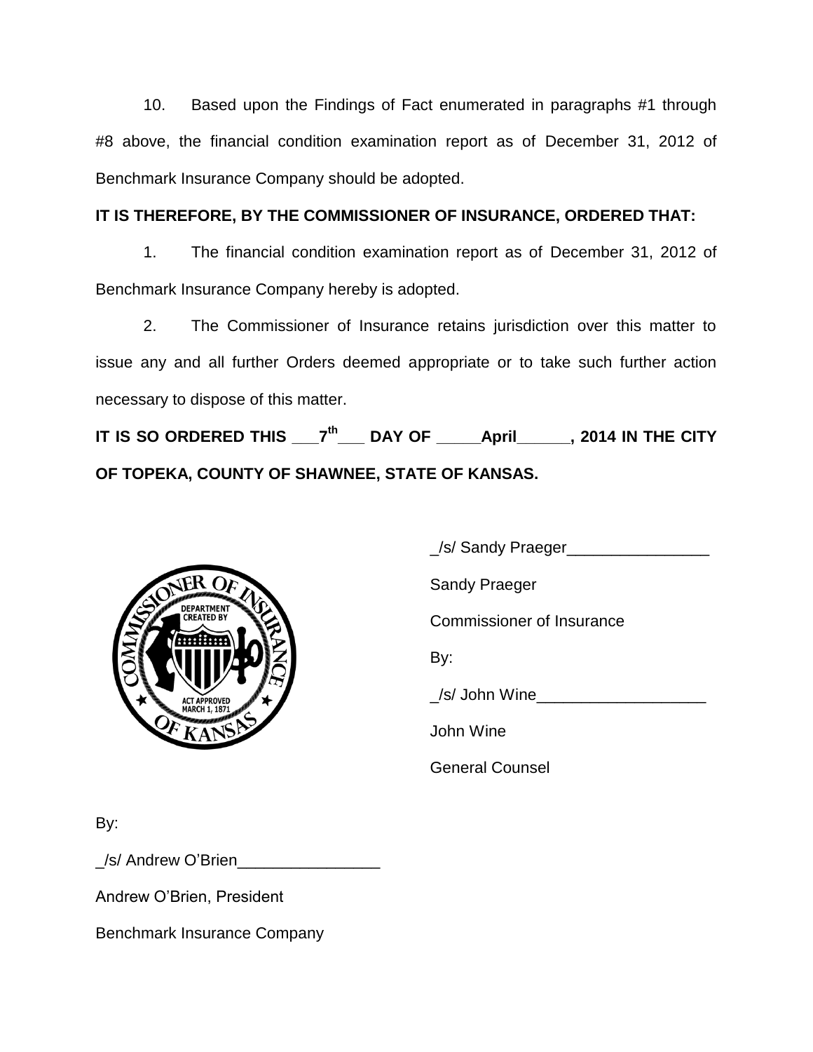10. Based upon the Findings of Fact enumerated in paragraphs #1 through #8 above, the financial condition examination report as of December 31, 2012 of Benchmark Insurance Company should be adopted.

**IT IS THEREFORE, BY THE COMMISSIONER OF INSURANCE, ORDERED THAT:**

1. The financial condition examination report as of December 31, 2012 of Benchmark Insurance Company hereby is adopted.

2. The Commissioner of Insurance retains jurisdiction over this matter to issue any and all further Orders deemed appropriate or to take such further action necessary to dispose of this matter.

**IT IS SO ORDERED THIS ___7th___ DAY OF _____April______, 2014 IN THE CITY OF TOPEKA, COUNTY OF SHAWNEE, STATE OF KANSAS.**

_/s/ Sandy Praeger________________

Sandy Praeger

Commissioner of Insurance

By:

_/s/ John Wine___________________

John Wine

General Counsel

By:

_/s/ Andrew O'Brien________________

Andrew O'Brien, President

Benchmark Insurance Company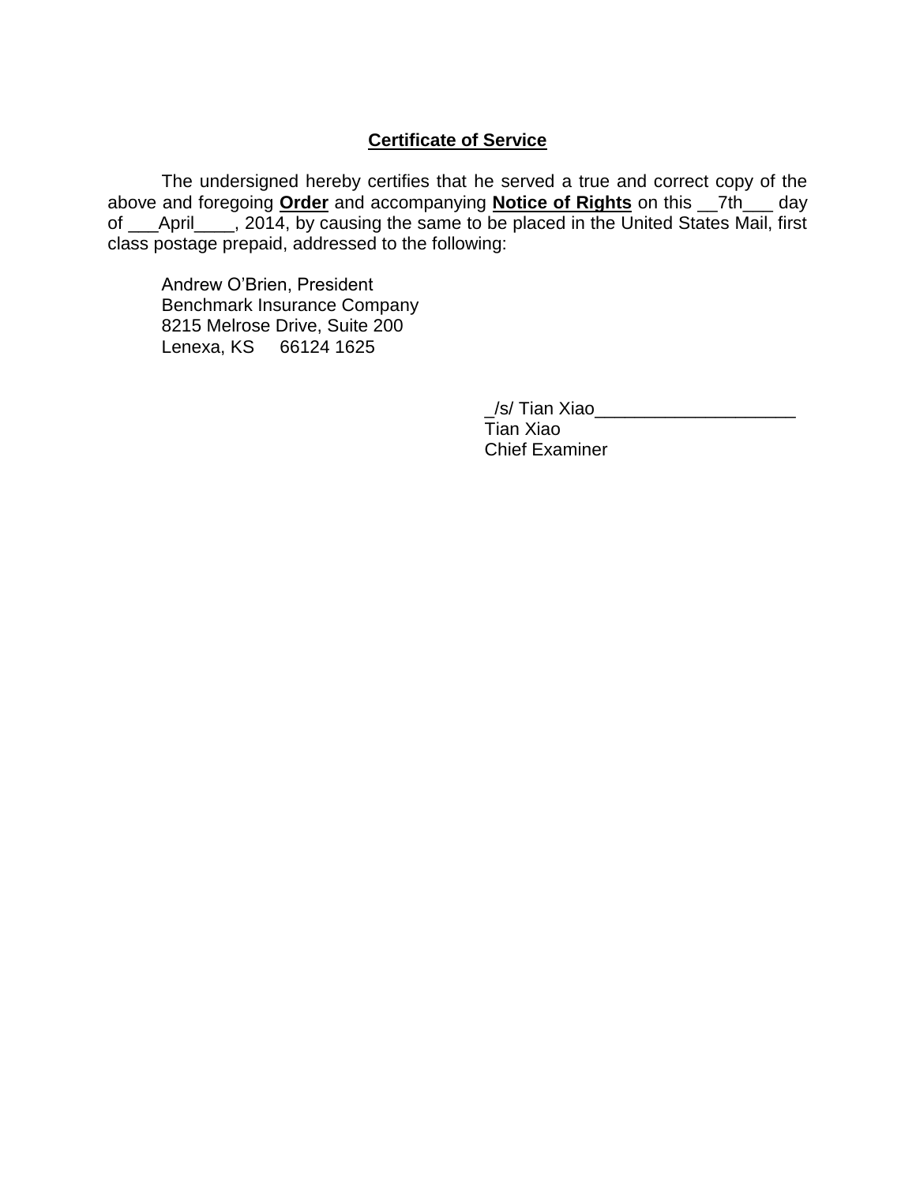## **Certificate of Service**

The undersigned hereby certifies that he served a true and correct copy of the above and foregoing **Order** and accompanying **Notice of Rights** on this __7th___ day of ___April____, 2014, by causing the same to be placed in the United States Mail, first class postage prepaid, addressed to the following:

Andrew O'Brien, President
Benchmark Insurance Company
8215 Melrose Drive, Suite 200
Lenexa, KS 66124 1625

_/s/ Tian Xiao____________________
Tian Xiao
Chief Examiner